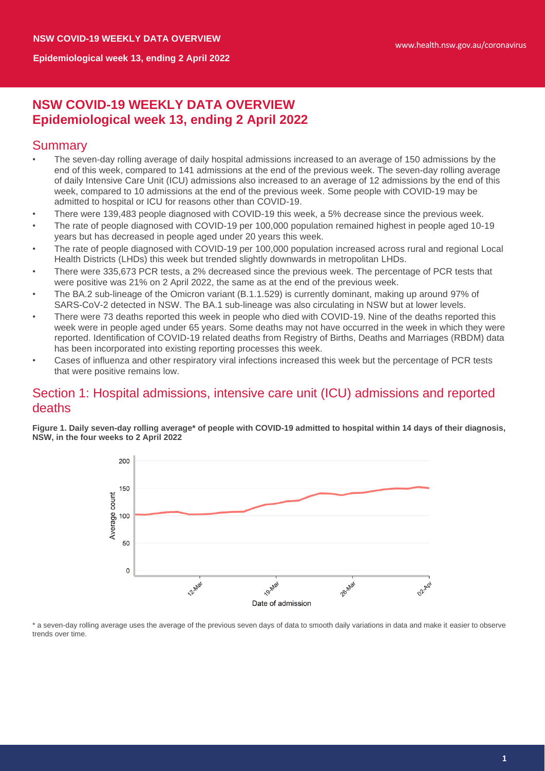# NSW COVID-19 WEEKLY DATA OVERVIEW
# Epidemiological week 13, ending 2 April 2022

## Summary

- The seven-day rolling average of daily hospital admissions increased to an average of 150 admissions by the end of this week, compared to 141 admissions at the end of the previous week. The seven-day rolling average of daily Intensive Care Unit (ICU) admissions also increased to an average of 12 admissions by the end of this week, compared to 10 admissions at the end of the previous week. Some people with COVID-19 may be admitted to hospital or ICU for reasons other than COVID-19.
- There were 139,483 people diagnosed with COVID-19 this week, a 5% decrease since the previous week.
- The rate of people diagnosed with COVID-19 per 100,000 population remained highest in people aged 10-19 years but has decreased in people aged under 20 years this week.
- The rate of people diagnosed with COVID-19 per 100,000 population increased across rural and regional Local Health Districts (LHDs) this week but trended slightly downwards in metropolitan LHDs.
- There were 335,673 PCR tests, a 2% decreased since the previous week. The percentage of PCR tests that were positive was 21% on 2 April 2022, the same as at the end of the previous week.
- The BA.2 sub-lineage of the Omicron variant (B.1.1.529) is currently dominant, making up around 97% of SARS-CoV-2 detected in NSW. The BA.1 sub-lineage was also circulating in NSW but at lower levels.
- There were 73 deaths reported this week in people who died with COVID-19. Nine of the deaths reported this week were in people aged under 65 years. Some deaths may not have occurred in the week in which they were reported. Identification of COVID-19 related deaths from Registry of Births, Deaths and Marriages (RBDM) data has been incorporated into existing reporting processes this week.
- Cases of influenza and other respiratory viral infections increased this week but the percentage of PCR tests that were positive remains low.

## Section 1: Hospital admissions, intensive care unit (ICU) admissions and reported deaths

**Figure 1. Daily seven-day rolling average* of people with COVID-19 admitted to hospital within 14 days of their diagnosis, NSW, in the four weeks to 2 April 2022**

\* a seven-day rolling average uses the average of the previous seven days of data to smooth daily variations in data and make it easier to observe trends over time.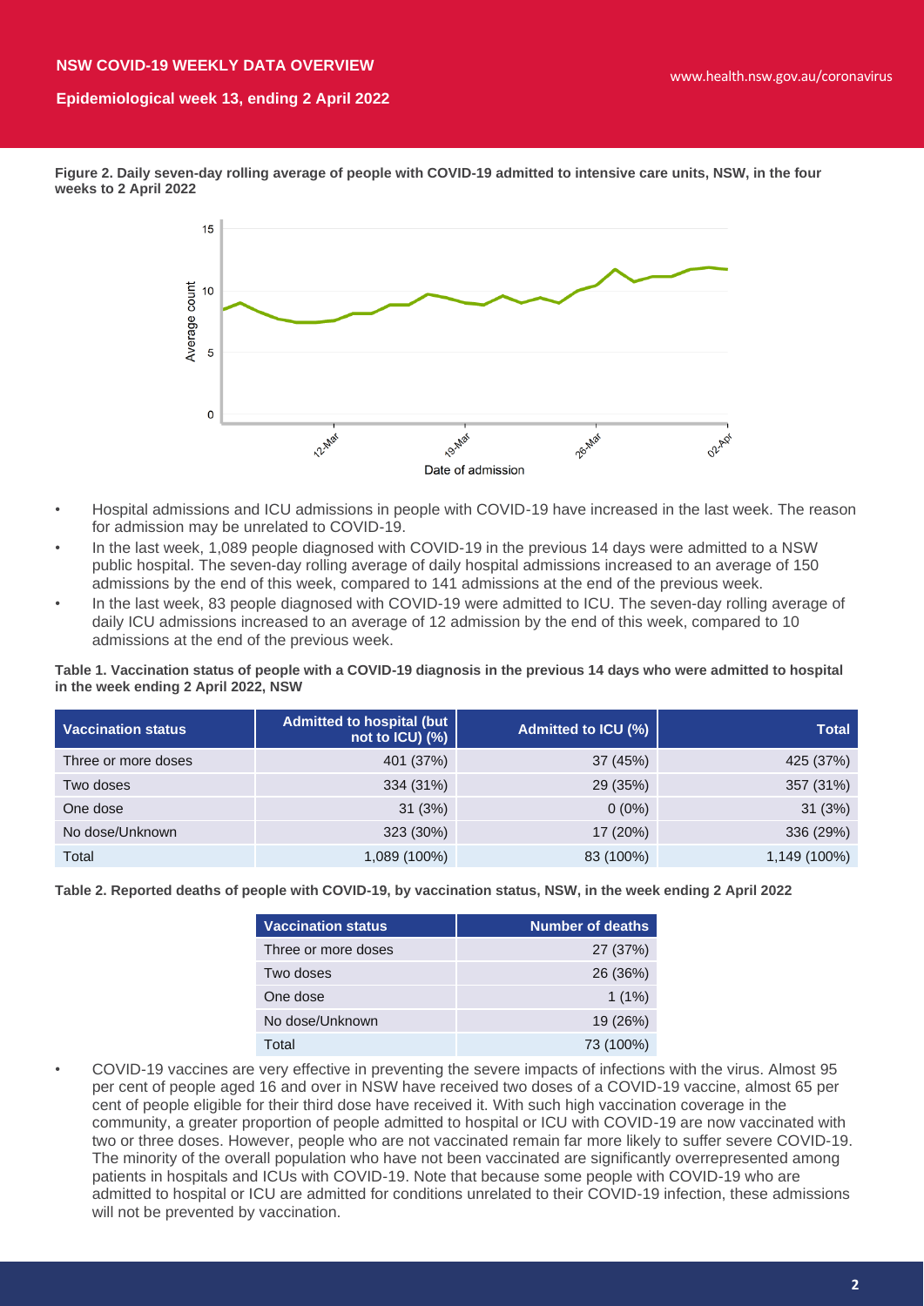Figure 2. Daily seven-day rolling average of people with COVID-19 admitted to intensive care units, NSW, in the four weeks to 2 April 2022

- Hospital admissions and ICU admissions in people with COVID-19 have increased in the last week. The reason for admission may be unrelated to COVID-19.
- In the last week, 1,089 people diagnosed with COVID-19 in the previous 14 days were admitted to a NSW public hospital. The seven-day rolling average of daily hospital admissions increased to an average of 150 admissions by the end of this week, compared to 141 admissions at the end of the previous week.
- In the last week, 83 people diagnosed with COVID-19 were admitted to ICU. The seven-day rolling average of daily ICU admissions increased to an average of 12 admission by the end of this week, compared to 10 admissions at the end of the previous week.

**Table 1. Vaccination status of people with a COVID-19 diagnosis in the previous 14 days who were admitted to hospital in the week ending 2 April 2022, NSW**

| Vaccination status | Admitted to hospital (but not to ICU) (%) | Admitted to ICU (%) | Total |
|---|---|---|---|
| Three or more doses | 401 (37%) | 37 (45%) | 425 (37%) |
| Two doses | 334 (31%) | 29 (35%) | 357 (31%) |
| One dose | 31 (3%) | 0 (0%) | 31 (3%) |
| No dose/Unknown | 323 (30%) | 17 (20%) | 336 (29%) |
| Total | 1,089 (100%) | 83 (100%) | 1,149 (100%) |

**Table 2. Reported deaths of people with COVID-19, by vaccination status, NSW, in the week ending 2 April 2022**

| Vaccination status | Number of deaths |
|---|---|
| Three or more doses | 27 (37%) |
| Two doses | 26 (36%) |
| One dose | 1 (1%) |
| No dose/Unknown | 19 (26%) |
| Total | 73 (100%) |

- COVID-19 vaccines are very effective in preventing the severe impacts of infections with the virus. Almost 95 per cent of people aged 16 and over in NSW have received two doses of a COVID-19 vaccine, almost 65 per cent of people eligible for their third dose have received it. With such high vaccination coverage in the community, a greater proportion of people admitted to hospital or ICU with COVID-19 are now vaccinated with two or three doses. However, people who are not vaccinated remain far more likely to suffer severe COVID-19. The minority of the overall population who have not been vaccinated are significantly overrepresented among patients in hospitals and ICUs with COVID-19. Note that because some people with COVID-19 who are admitted to hospital or ICU are admitted for conditions unrelated to their COVID-19 infection, these admissions will not be prevented by vaccination.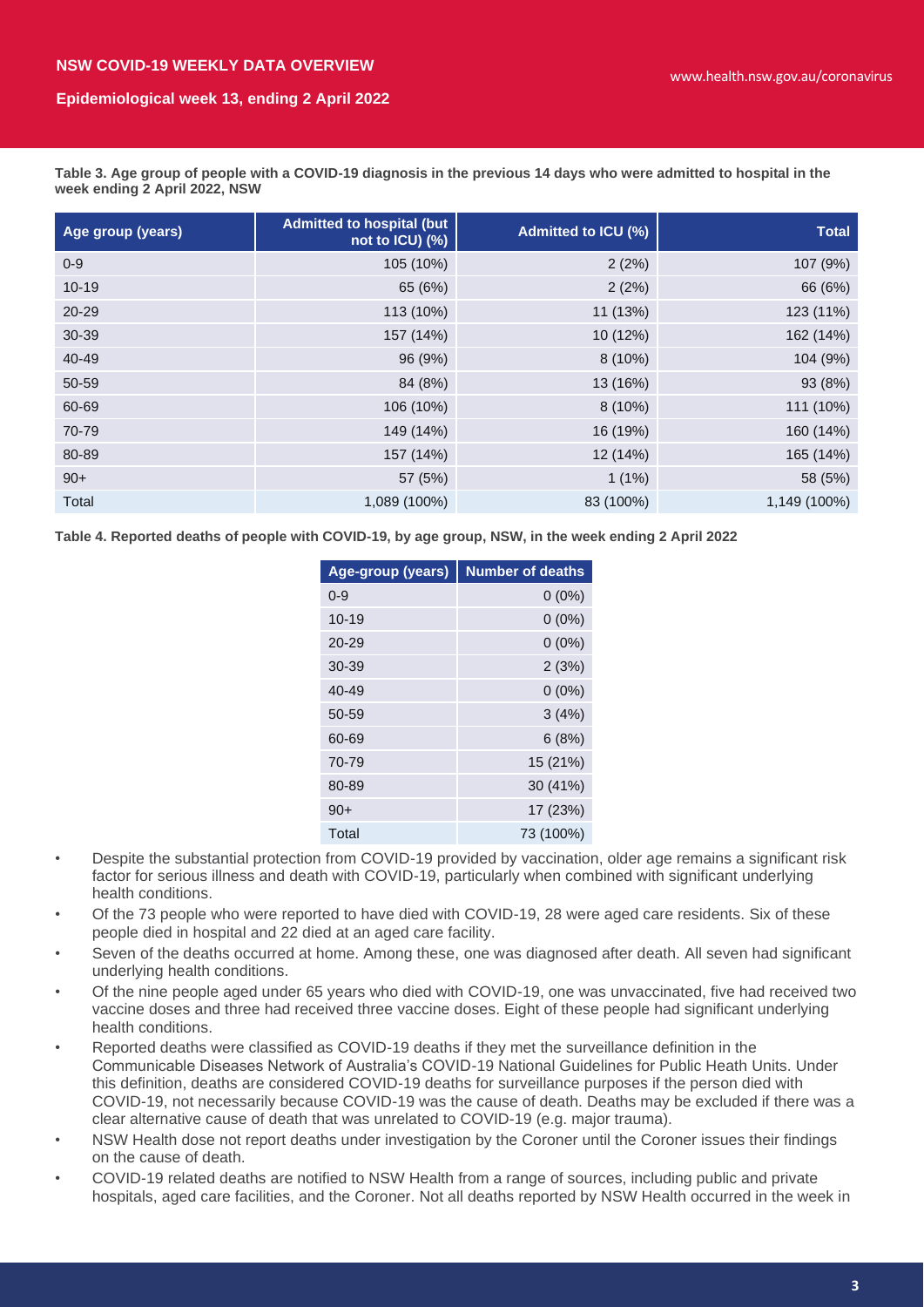**Table 3. Age group of people with a COVID-19 diagnosis in the previous 14 days who were admitted to hospital in the week ending 2 April 2022, NSW**

| Age group (years) | Admitted to hospital (but not to ICU) (%) | Admitted to ICU (%) | Total |
|---|---|---|---|
| 0-9 | 105 (10%) | 2 (2%) | 107 (9%) |
| 10-19 | 65 (6%) | 2 (2%) | 66 (6%) |
| 20-29 | 113 (10%) | 11 (13%) | 123 (11%) |
| 30-39 | 157 (14%) | 10 (12%) | 162 (14%) |
| 40-49 | 96 (9%) | 8 (10%) | 104 (9%) |
| 50-59 | 84 (8%) | 13 (16%) | 93 (8%) |
| 60-69 | 106 (10%) | 8 (10%) | 111 (10%) |
| 70-79 | 149 (14%) | 16 (19%) | 160 (14%) |
| 80-89 | 157 (14%) | 12 (14%) | 165 (14%) |
| 90+ | 57 (5%) | 1 (1%) | 58 (5%) |
| Total | 1,089 (100%) | 83 (100%) | 1,149 (100%) |

**Table 4. Reported deaths of people with COVID-19, by age group, NSW, in the week ending 2 April 2022**

| Age-group (years) | Number of deaths |
|---|---|
| 0-9 | 0 (0%) |
| 10-19 | 0 (0%) |
| 20-29 | 0 (0%) |
| 30-39 | 2 (3%) |
| 40-49 | 0 (0%) |
| 50-59 | 3 (4%) |
| 60-69 | 6 (8%) |
| 70-79 | 15 (21%) |
| 80-89 | 30 (41%) |
| 90+ | 17 (23%) |
| Total | 73 (100%) |

- Despite the substantial protection from COVID-19 provided by vaccination, older age remains a significant risk factor for serious illness and death with COVID-19, particularly when combined with significant underlying health conditions.
- Of the 73 people who were reported to have died with COVID-19, 28 were aged care residents. Six of these people died in hospital and 22 died at an aged care facility.
- Seven of the deaths occurred at home. Among these, one was diagnosed after death. All seven had significant underlying health conditions.
- Of the nine people aged under 65 years who died with COVID-19, one was unvaccinated, five had received two vaccine doses and three had received three vaccine doses. Eight of these people had significant underlying health conditions.
- Reported deaths were classified as COVID-19 deaths if they met the surveillance definition in the Communicable Diseases Network of Australia's COVID-19 National Guidelines for Public Heath Units. Under this definition, deaths are considered COVID-19 deaths for surveillance purposes if the person died with COVID-19, not necessarily because COVID-19 was the cause of death. Deaths may be excluded if there was a clear alternative cause of death that was unrelated to COVID-19 (e.g. major trauma).
- NSW Health dose not report deaths under investigation by the Coroner until the Coroner issues their findings on the cause of death.
- COVID-19 related deaths are notified to NSW Health from a range of sources, including public and private hospitals, aged care facilities, and the Coroner. Not all deaths reported by NSW Health occurred in the week in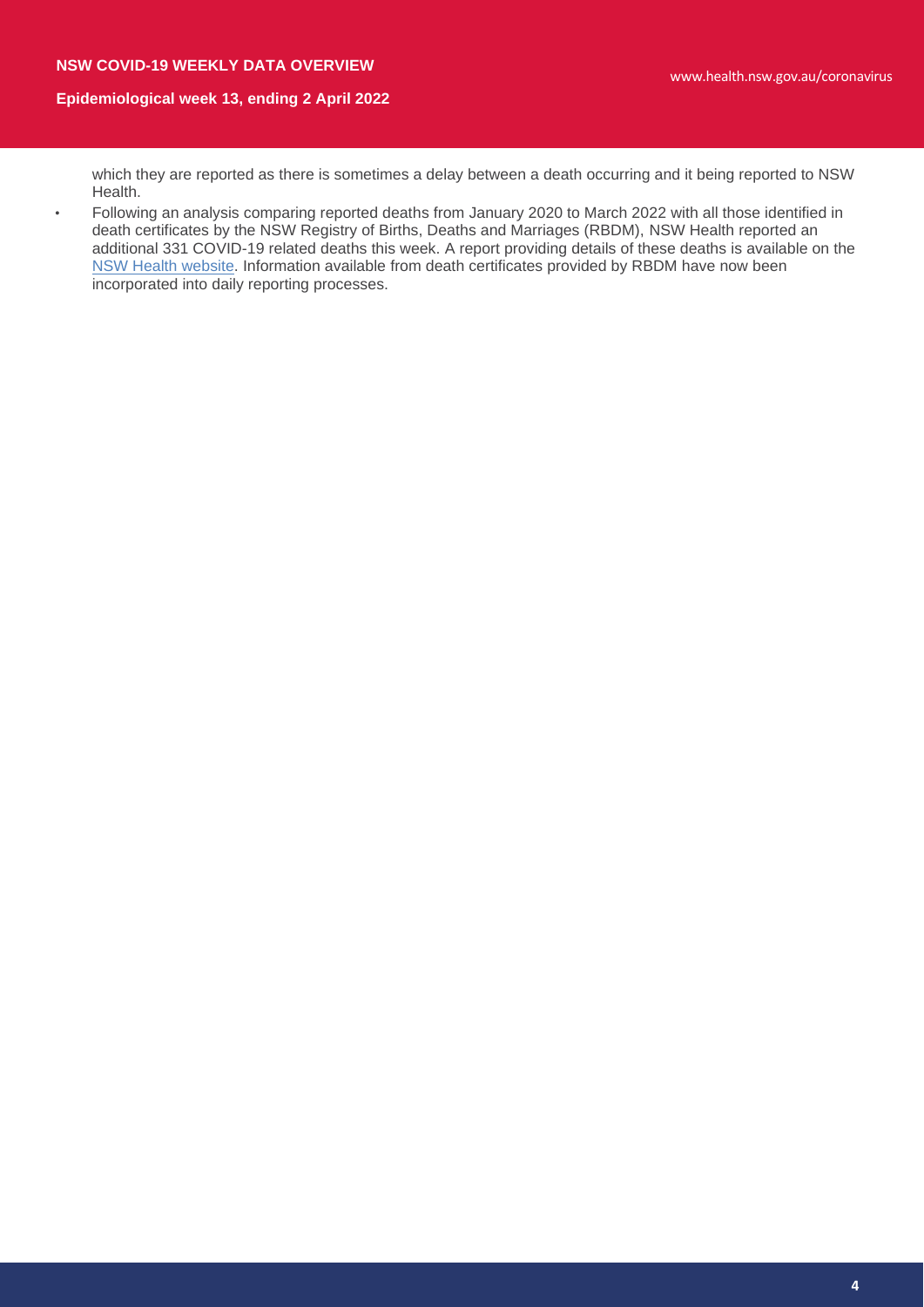which they are reported as there is sometimes a delay between a death occurring and it being reported to NSW Health.

- Following an analysis comparing reported deaths from January 2020 to March 2022 with all those identified in death certificates by the NSW Registry of Births, Deaths and Marriages (RBDM), NSW Health reported an additional 331 COVID-19 related deaths this week. A report providing details of these deaths is available on the NSW Health website. Information available from death certificates provided by RBDM have now been incorporated into daily reporting processes.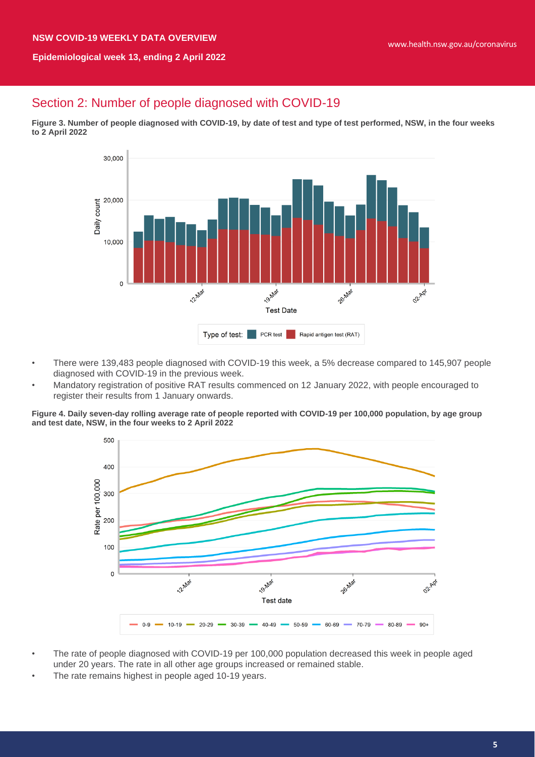## Section 2: Number of people diagnosed with COVID-19

**Figure 3. Number of people diagnosed with COVID-19, by date of test and type of test performed, NSW, in the four weeks to 2 April 2022**

- There were 139,483 people diagnosed with COVID-19 this week, a 5% decrease compared to 145,907 people diagnosed with COVID-19 in the previous week.
- Mandatory registration of positive RAT results commenced on 12 January 2022, with people encouraged to register their results from 1 January onwards.

**Figure 4. Daily seven-day rolling average rate of people reported with COVID-19 per 100,000 population, by age group and test date, NSW, in the four weeks to 2 April 2022**

- The rate of people diagnosed with COVID-19 per 100,000 population decreased this week in people aged under 20 years. The rate in all other age groups increased or remained stable.
- The rate remains highest in people aged 10-19 years.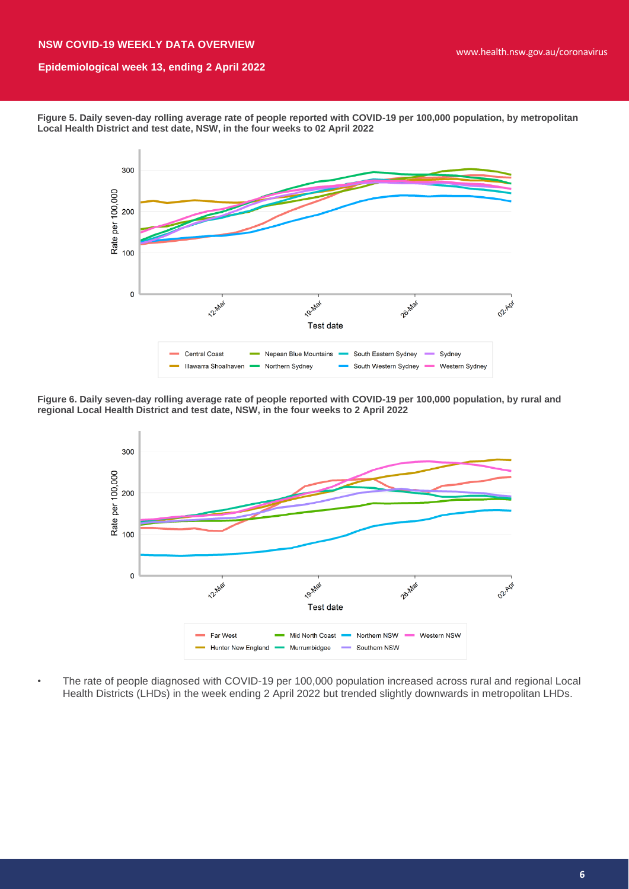**Figure 5. Daily seven-day rolling average rate of people reported with COVID-19 per 100,000 population, by metropolitan Local Health District and test date, NSW, in the four weeks to 02 April 2022**

**Figure 6. Daily seven-day rolling average rate of people reported with COVID-19 per 100,000 population, by rural and regional Local Health District and test date, NSW, in the four weeks to 2 April 2022**

- The rate of people diagnosed with COVID-19 per 100,000 population increased across rural and regional Local Health Districts (LHDs) in the week ending 2 April 2022 but trended slightly downwards in metropolitan LHDs.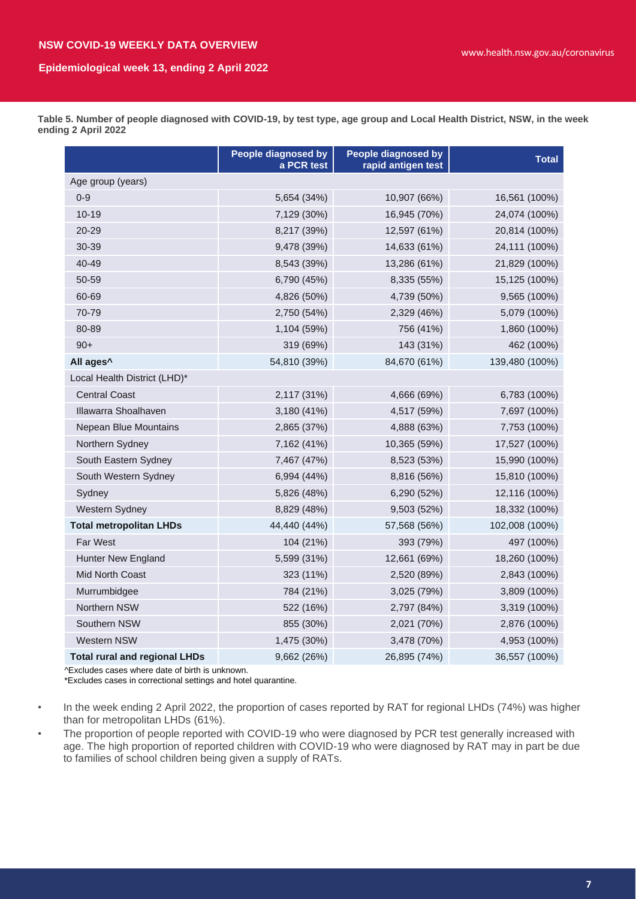Table 5. Number of people diagnosed with COVID-19, by test type, age group and Local Health District, NSW, in the week ending 2 April 2022

| | People diagnosed by a PCR test | People diagnosed by rapid antigen test | Total |
|---|---|---|---|
| Age group (years) | | | |
| 0-9 | 5,654 (34%) | 10,907 (66%) | 16,561 (100%) |
| 10-19 | 7,129 (30%) | 16,945 (70%) | 24,074 (100%) |
| 20-29 | 8,217 (39%) | 12,597 (61%) | 20,814 (100%) |
| 30-39 | 9,478 (39%) | 14,633 (61%) | 24,111 (100%) |
| 40-49 | 8,543 (39%) | 13,286 (61%) | 21,829 (100%) |
| 50-59 | 6,790 (45%) | 8,335 (55%) | 15,125 (100%) |
| 60-69 | 4,826 (50%) | 4,739 (50%) | 9,565 (100%) |
| 70-79 | 2,750 (54%) | 2,329 (46%) | 5,079 (100%) |
| 80-89 | 1,104 (59%) | 756 (41%) | 1,860 (100%) |
| 90+ | 319 (69%) | 143 (31%) | 462 (100%) |
| **All ages^** | 54,810 (39%) | 84,670 (61%) | 139,480 (100%) |
| Local Health District (LHD)* | | | |
| Central Coast | 2,117 (31%) | 4,666 (69%) | 6,783 (100%) |
| Illawarra Shoalhaven | 3,180 (41%) | 4,517 (59%) | 7,697 (100%) |
| Nepean Blue Mountains | 2,865 (37%) | 4,888 (63%) | 7,753 (100%) |
| Northern Sydney | 7,162 (41%) | 10,365 (59%) | 17,527 (100%) |
| South Eastern Sydney | 7,467 (47%) | 8,523 (53%) | 15,990 (100%) |
| South Western Sydney | 6,994 (44%) | 8,816 (56%) | 15,810 (100%) |
| Sydney | 5,826 (48%) | 6,290 (52%) | 12,116 (100%) |
| Western Sydney | 8,829 (48%) | 9,503 (52%) | 18,332 (100%) |
| **Total metropolitan LHDs** | 44,440 (44%) | 57,568 (56%) | 102,008 (100%) |
| Far West | 104 (21%) | 393 (79%) | 497 (100%) |
| Hunter New England | 5,599 (31%) | 12,661 (69%) | 18,260 (100%) |
| Mid North Coast | 323 (11%) | 2,520 (89%) | 2,843 (100%) |
| Murrumbidgee | 784 (21%) | 3,025 (79%) | 3,809 (100%) |
| Northern NSW | 522 (16%) | 2,797 (84%) | 3,319 (100%) |
| Southern NSW | 855 (30%) | 2,021 (70%) | 2,876 (100%) |
| Western NSW | 1,475 (30%) | 3,478 (70%) | 4,953 (100%) |
| **Total rural and regional LHDs** | 9,662 (26%) | 26,895 (74%) | 36,557 (100%) |

^Excludes cases where date of birth is unknown.
*Excludes cases in correctional settings and hotel quarantine.

- In the week ending 2 April 2022, the proportion of cases reported by RAT for regional LHDs (74%) was higher than for metropolitan LHDs (61%).
- The proportion of people reported with COVID-19 who were diagnosed by PCR test generally increased with age. The high proportion of reported children with COVID-19 who were diagnosed by RAT may in part be due to families of school children being given a supply of RATs.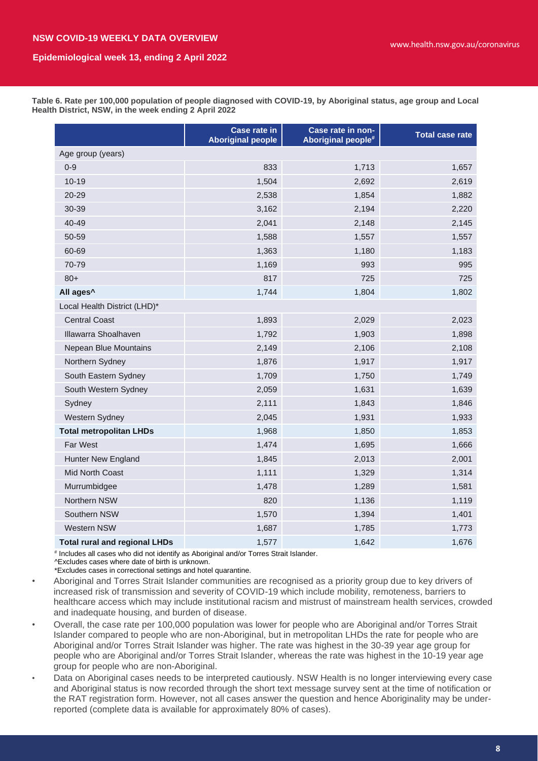Table 6. Rate per 100,000 population of people diagnosed with COVID-19, by Aboriginal status, age group and Local Health District, NSW, in the week ending 2 April 2022

| | Case rate in Aboriginal people | Case rate in non-Aboriginal people[#] | Total case rate |
|---|---|---|---|
| Age group (years) | | | |
| 0-9 | 833 | 1,713 | 1,657 |
| 10-19 | 1,504 | 2,692 | 2,619 |
| 20-29 | 2,538 | 1,854 | 1,882 |
| 30-39 | 3,162 | 2,194 | 2,220 |
| 40-49 | 2,041 | 2,148 | 2,145 |
| 50-59 | 1,588 | 1,557 | 1,557 |
| 60-69 | 1,363 | 1,180 | 1,183 |
| 70-79 | 1,169 | 993 | 995 |
| 80+ | 817 | 725 | 725 |
| **All ages^** | 1,744 | 1,804 | 1,802 |
| Local Health District (LHD)* | | | |
| Central Coast | 1,893 | 2,029 | 2,023 |
| Illawarra Shoalhaven | 1,792 | 1,903 | 1,898 |
| Nepean Blue Mountains | 2,149 | 2,106 | 2,108 |
| Northern Sydney | 1,876 | 1,917 | 1,917 |
| South Eastern Sydney | 1,709 | 1,750 | 1,749 |
| South Western Sydney | 2,059 | 1,631 | 1,639 |
| Sydney | 2,111 | 1,843 | 1,846 |
| Western Sydney | 2,045 | 1,931 | 1,933 |
| **Total metropolitan LHDs** | 1,968 | 1,850 | 1,853 |
| Far West | 1,474 | 1,695 | 1,666 |
| Hunter New England | 1,845 | 2,013 | 2,001 |
| Mid North Coast | 1,111 | 1,329 | 1,314 |
| Murrumbidgee | 1,478 | 1,289 | 1,581 |
| Northern NSW | 820 | 1,136 | 1,119 |
| Southern NSW | 1,570 | 1,394 | 1,401 |
| Western NSW | 1,687 | 1,785 | 1,773 |
| **Total rural and regional LHDs** | 1,577 | 1,642 | 1,676 |

[#] Includes all cases who did not identify as Aboriginal and/or Torres Strait Islander.
^Excludes cases where date of birth is unknown.
*Excludes cases in correctional settings and hotel quarantine.

- Aboriginal and Torres Strait Islander communities are recognised as a priority group due to key drivers of increased risk of transmission and severity of COVID-19 which include mobility, remoteness, barriers to healthcare access which may include institutional racism and mistrust of mainstream health services, crowded and inadequate housing, and burden of disease.
- Overall, the case rate per 100,000 population was lower for people who are Aboriginal and/or Torres Strait Islander compared to people who are non-Aboriginal, but in metropolitan LHDs the rate for people who are Aboriginal and/or Torres Strait Islander was higher. The rate was highest in the 30-39 year age group for people who are Aboriginal and/or Torres Strait Islander, whereas the rate was highest in the 10-19 year age group for people who are non-Aboriginal.
- Data on Aboriginal cases needs to be interpreted cautiously. NSW Health is no longer interviewing every case and Aboriginal status is now recorded through the short text message survey sent at the time of notification or the RAT registration form. However, not all cases answer the question and hence Aboriginality may be under-reported (complete data is available for approximately 80% of cases).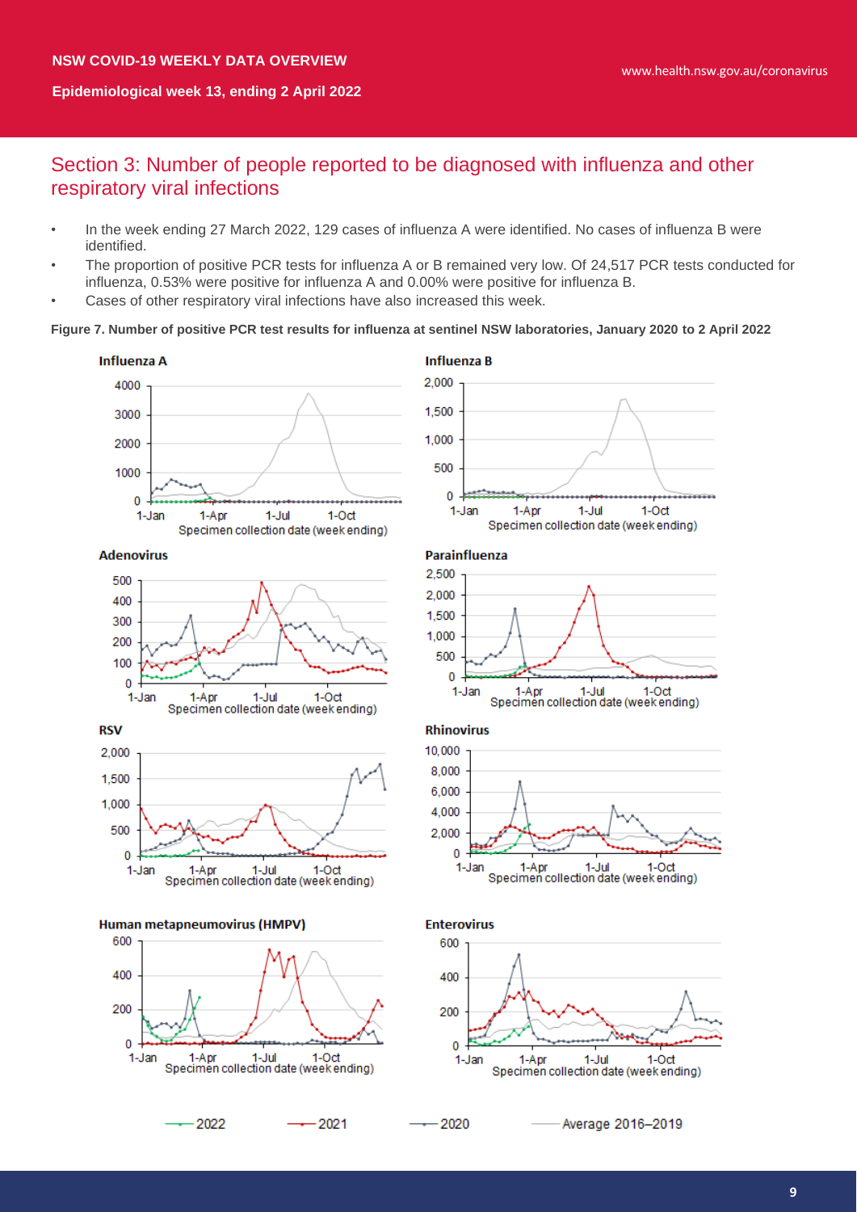## Section 3: Number of people reported to be diagnosed with influenza and other respiratory viral infections

- In the week ending 27 March 2022, 129 cases of influenza A were identified. No cases of influenza B were identified.
- The proportion of positive PCR tests for influenza A or B remained very low. Of 24,517 PCR tests conducted for influenza, 0.53% were positive for influenza A and 0.00% were positive for influenza B.
- Cases of other respiratory viral infections have also increased this week.

**Figure 7. Number of positive PCR test results for influenza at sentinel NSW laboratories, January 2020 to 2 April 2022**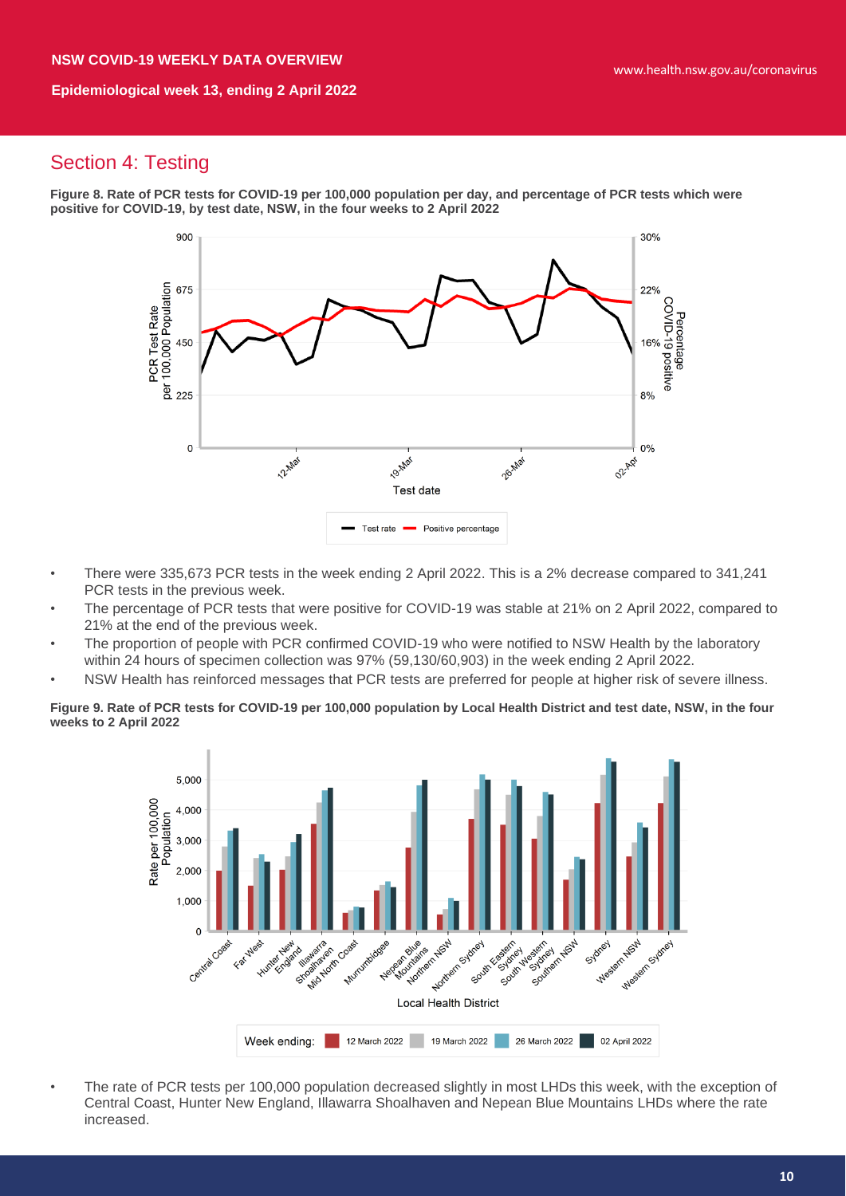## Section 4: Testing

**Figure 8. Rate of PCR tests for COVID-19 per 100,000 population per day, and percentage of PCR tests which were positive for COVID-19, by test date, NSW, in the four weeks to 2 April 2022**

- There were 335,673 PCR tests in the week ending 2 April 2022. This is a 2% decrease compared to 341,241 PCR tests in the previous week.
- The percentage of PCR tests that were positive for COVID-19 was stable at 21% on 2 April 2022, compared to 21% at the end of the previous week.
- The proportion of people with PCR confirmed COVID-19 who were notified to NSW Health by the laboratory within 24 hours of specimen collection was 97% (59,130/60,903) in the week ending 2 April 2022.
- NSW Health has reinforced messages that PCR tests are preferred for people at higher risk of severe illness.

**Figure 9. Rate of PCR tests for COVID-19 per 100,000 population by Local Health District and test date, NSW, in the four weeks to 2 April 2022**

- The rate of PCR tests per 100,000 population decreased slightly in most LHDs this week, with the exception of Central Coast, Hunter New England, Illawarra Shoalhaven and Nepean Blue Mountains LHDs where the rate increased.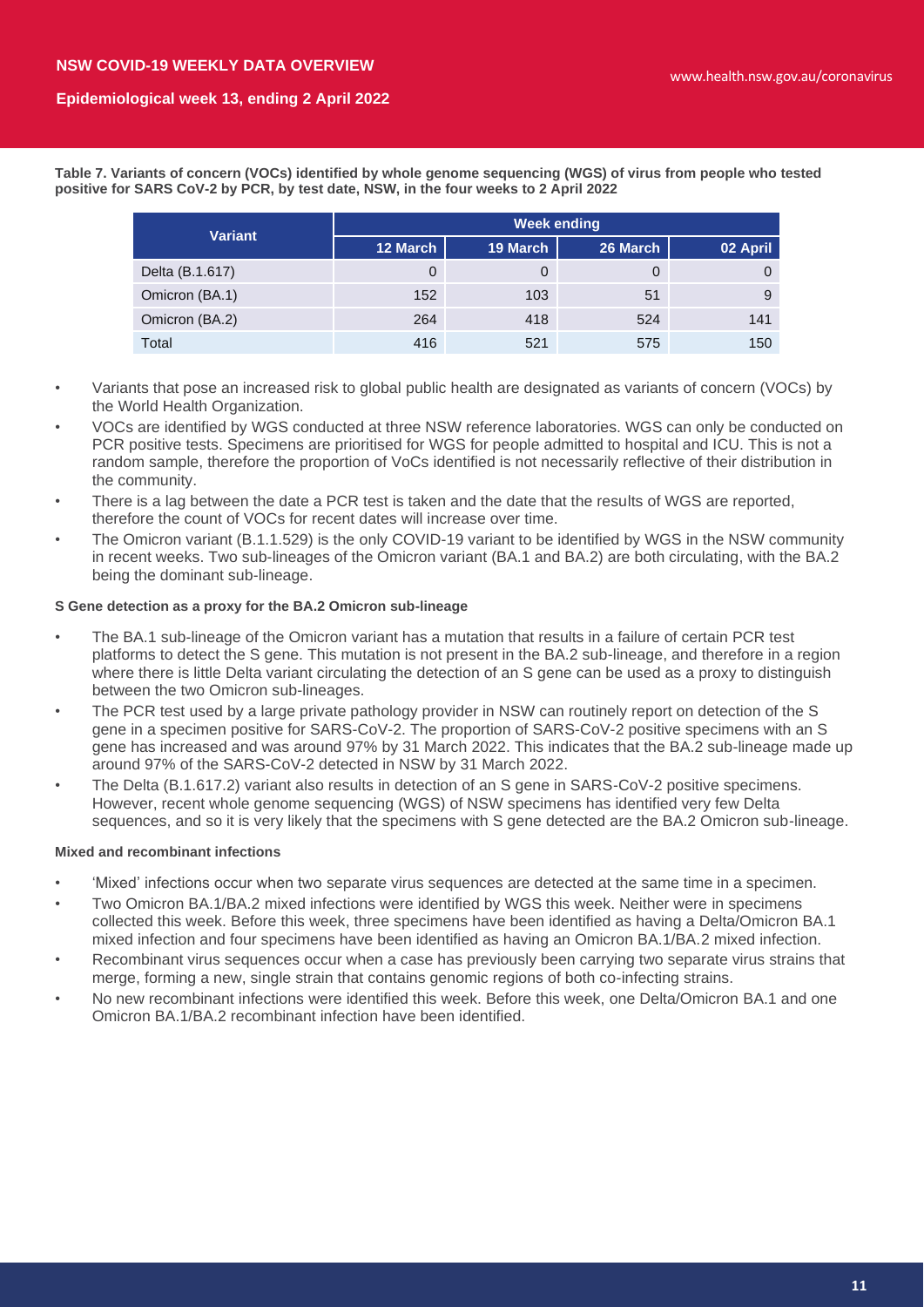**Table 7. Variants of concern (VOCs) identified by whole genome sequencing (WGS) of virus from people who tested positive for SARS CoV-2 by PCR, by test date, NSW, in the four weeks to 2 April 2022**

| Variant | Week ending | | | |
|---|---|---|---|---|
| | 12 March | 19 March | 26 March | 02 April |
| Delta (B.1.617) | 0 | 0 | 0 | 0 |
| Omicron (BA.1) | 152 | 103 | 51 | 9 |
| Omicron (BA.2) | 264 | 418 | 524 | 141 |
| Total | 416 | 521 | 575 | 150 |

- Variants that pose an increased risk to global public health are designated as variants of concern (VOCs) by the World Health Organization.
- VOCs are identified by WGS conducted at three NSW reference laboratories. WGS can only be conducted on PCR positive tests. Specimens are prioritised for WGS for people admitted to hospital and ICU. This is not a random sample, therefore the proportion of VoCs identified is not necessarily reflective of their distribution in the community.
- There is a lag between the date a PCR test is taken and the date that the results of WGS are reported, therefore the count of VOCs for recent dates will increase over time.
- The Omicron variant (B.1.1.529) is the only COVID-19 variant to be identified by WGS in the NSW community in recent weeks. Two sub-lineages of the Omicron variant (BA.1 and BA.2) are both circulating, with the BA.2 being the dominant sub-lineage.

#### S Gene detection as a proxy for the BA.2 Omicron sub-lineage

- The BA.1 sub-lineage of the Omicron variant has a mutation that results in a failure of certain PCR test platforms to detect the S gene. This mutation is not present in the BA.2 sub-lineage, and therefore in a region where there is little Delta variant circulating the detection of an S gene can be used as a proxy to distinguish between the two Omicron sub-lineages.
- The PCR test used by a large private pathology provider in NSW can routinely report on detection of the S gene in a specimen positive for SARS-CoV-2. The proportion of SARS-CoV-2 positive specimens with an S gene has increased and was around 97% by 31 March 2022. This indicates that the BA.2 sub-lineage made up around 97% of the SARS-CoV-2 detected in NSW by 31 March 2022.
- The Delta (B.1.617.2) variant also results in detection of an S gene in SARS-CoV-2 positive specimens. However, recent whole genome sequencing (WGS) of NSW specimens has identified very few Delta sequences, and so it is very likely that the specimens with S gene detected are the BA.2 Omicron sub-lineage.

#### Mixed and recombinant infections

- 'Mixed' infections occur when two separate virus sequences are detected at the same time in a specimen.
- Two Omicron BA.1/BA.2 mixed infections were identified by WGS this week. Neither were in specimens collected this week. Before this week, three specimens have been identified as having a Delta/Omicron BA.1 mixed infection and four specimens have been identified as having an Omicron BA.1/BA.2 mixed infection.
- Recombinant virus sequences occur when a case has previously been carrying two separate virus strains that merge, forming a new, single strain that contains genomic regions of both co-infecting strains.
- No new recombinant infections were identified this week. Before this week, one Delta/Omicron BA.1 and one Omicron BA.1/BA.2 recombinant infection have been identified.